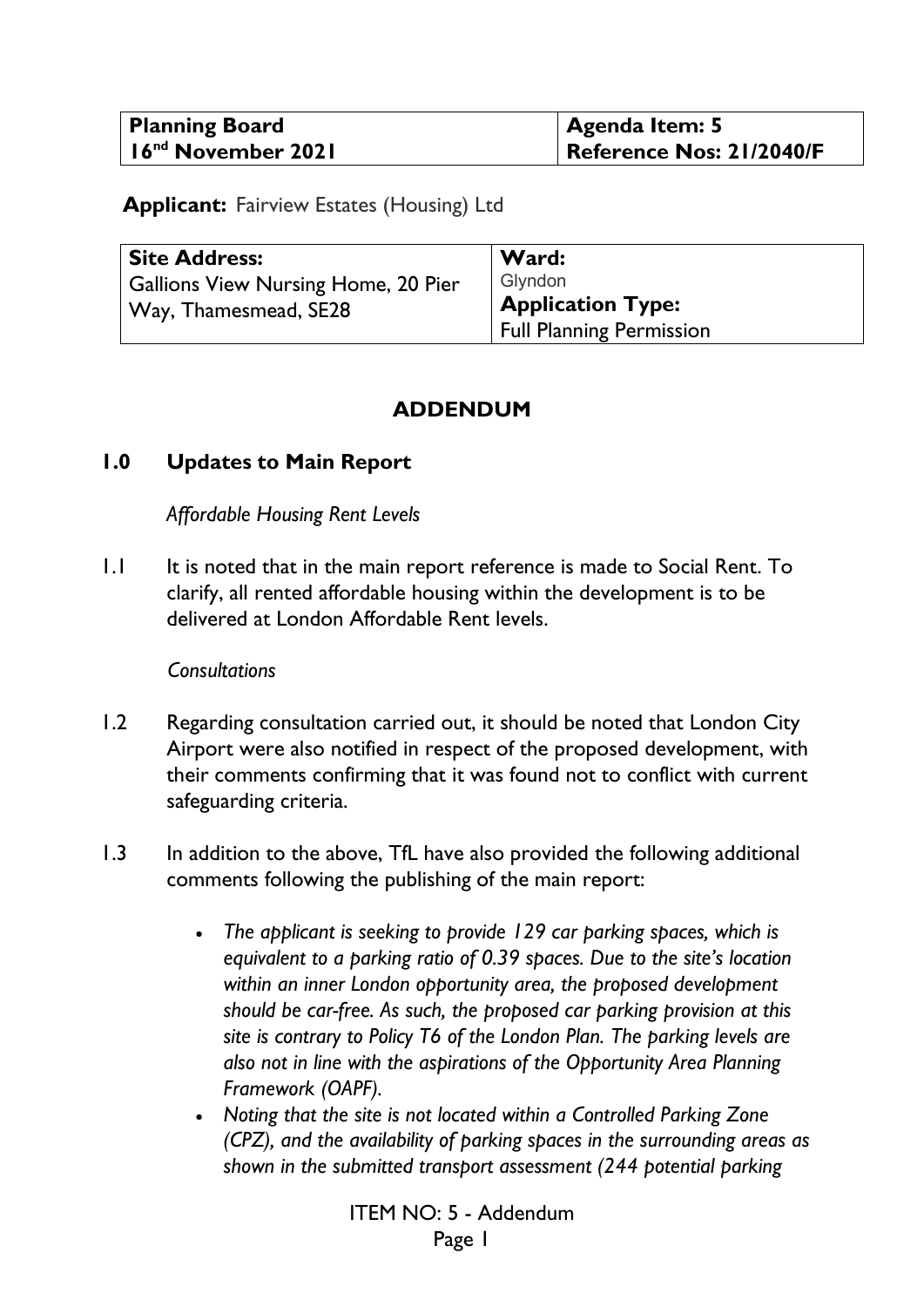| Planning Board<br>16[nd] November 2021 | Agenda Item: 5<br>Reference Nos: 21/2040/F |
|---|---|

**Applicant:** Fairview Estates (Housing) Ltd

| Site Address: | Ward: |
|---|---|
| Gallions View Nursing Home, 20 Pier Way, Thamesmead, SE28 | Glyndon<br>**Application Type:**<br>Full Planning Permission |

# ADDENDUM

## 1.0 Updates to Main Report

*Affordable Housing Rent Levels*

1.1 It is noted that in the main report reference is made to Social Rent. To clarify, all rented affordable housing within the development is to be delivered at London Affordable Rent levels.

*Consultations*

1.2 Regarding consultation carried out, it should be noted that London City Airport were also notified in respect of the proposed development, with their comments confirming that it was found not to conflict with current safeguarding criteria.

1.3 In addition to the above, TfL have also provided the following additional comments following the publishing of the main report:

- *The applicant is seeking to provide 129 car parking spaces, which is equivalent to a parking ratio of 0.39 spaces. Due to the site's location within an inner London opportunity area, the proposed development should be car-free. As such, the proposed car parking provision at this site is contrary to Policy T6 of the London Plan. The parking levels are also not in line with the aspirations of the Opportunity Area Planning Framework (OAPF).*
- *Noting that the site is not located within a Controlled Parking Zone (CPZ), and the availability of parking spaces in the surrounding areas as shown in the submitted transport assessment (244 potential parking*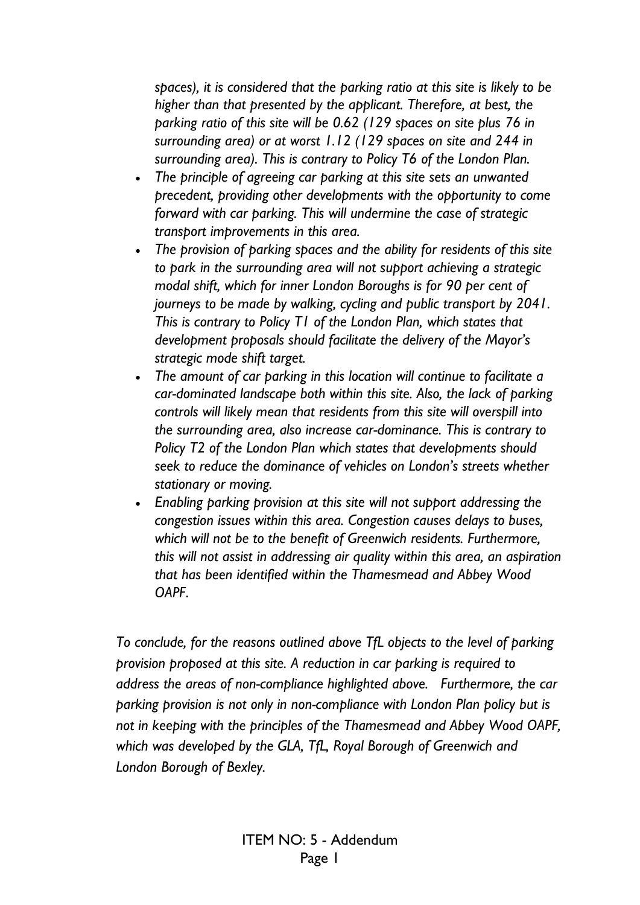*spaces), it is considered that the parking ratio at this site is likely to be higher than that presented by the applicant. Therefore, at best, the parking ratio of this site will be 0.62 (129 spaces on site plus 76 in surrounding area) or at worst 1.12 (129 spaces on site and 244 in surrounding area). This is contrary to Policy T6 of the London Plan.*

- *The principle of agreeing car parking at this site sets an unwanted precedent, providing other developments with the opportunity to come forward with car parking. This will undermine the case of strategic transport improvements in this area.*
- *The provision of parking spaces and the ability for residents of this site to park in the surrounding area will not support achieving a strategic modal shift, which for inner London Boroughs is for 90 per cent of journeys to be made by walking, cycling and public transport by 2041. This is contrary to Policy T1 of the London Plan, which states that development proposals should facilitate the delivery of the Mayor's strategic mode shift target.*
- *The amount of car parking in this location will continue to facilitate a car-dominated landscape both within this site. Also, the lack of parking controls will likely mean that residents from this site will overspill into the surrounding area, also increase car-dominance. This is contrary to Policy T2 of the London Plan which states that developments should seek to reduce the dominance of vehicles on London's streets whether stationary or moving.*
- *Enabling parking provision at this site will not support addressing the congestion issues within this area. Congestion causes delays to buses, which will not be to the benefit of Greenwich residents. Furthermore, this will not assist in addressing air quality within this area, an aspiration that has been identified within the Thamesmead and Abbey Wood OAPF.*

*To conclude, for the reasons outlined above TfL objects to the level of parking provision proposed at this site. A reduction in car parking is required to address the areas of non-compliance highlighted above. Furthermore, the car parking provision is not only in non-compliance with London Plan policy but is not in keeping with the principles of the Thamesmead and Abbey Wood OAPF, which was developed by the GLA, TfL, Royal Borough of Greenwich and London Borough of Bexley.*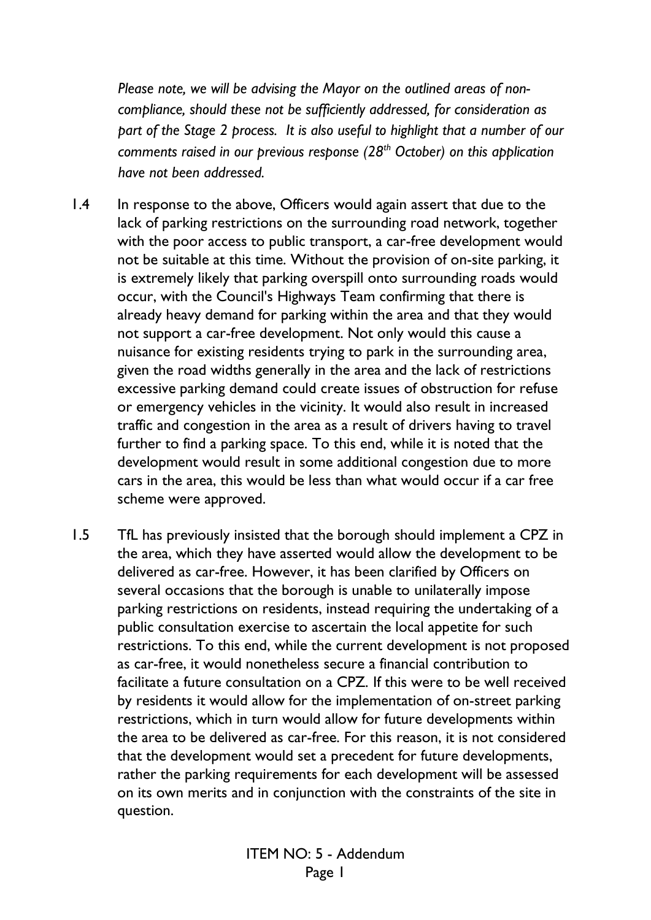*Please note, we will be advising the Mayor on the outlined areas of non-compliance, should these not be sufficiently addressed, for consideration as part of the Stage 2 process. It is also useful to highlight that a number of our comments raised in our previous response (28th October) on this application have not been addressed.*

1.4 In response to the above, Officers would again assert that due to the lack of parking restrictions on the surrounding road network, together with the poor access to public transport, a car-free development would not be suitable at this time. Without the provision of on-site parking, it is extremely likely that parking overspill onto surrounding roads would occur, with the Council's Highways Team confirming that there is already heavy demand for parking within the area and that they would not support a car-free development. Not only would this cause a nuisance for existing residents trying to park in the surrounding area, given the road widths generally in the area and the lack of restrictions excessive parking demand could create issues of obstruction for refuse or emergency vehicles in the vicinity. It would also result in increased traffic and congestion in the area as a result of drivers having to travel further to find a parking space. To this end, while it is noted that the development would result in some additional congestion due to more cars in the area, this would be less than what would occur if a car free scheme were approved.

1.5 TfL has previously insisted that the borough should implement a CPZ in the area, which they have asserted would allow the development to be delivered as car-free. However, it has been clarified by Officers on several occasions that the borough is unable to unilaterally impose parking restrictions on residents, instead requiring the undertaking of a public consultation exercise to ascertain the local appetite for such restrictions. To this end, while the current development is not proposed as car-free, it would nonetheless secure a financial contribution to facilitate a future consultation on a CPZ. If this were to be well received by residents it would allow for the implementation of on-street parking restrictions, which in turn would allow for future developments within the area to be delivered as car-free. For this reason, it is not considered that the development would set a precedent for future developments, rather the parking requirements for each development will be assessed on its own merits and in conjunction with the constraints of the site in question.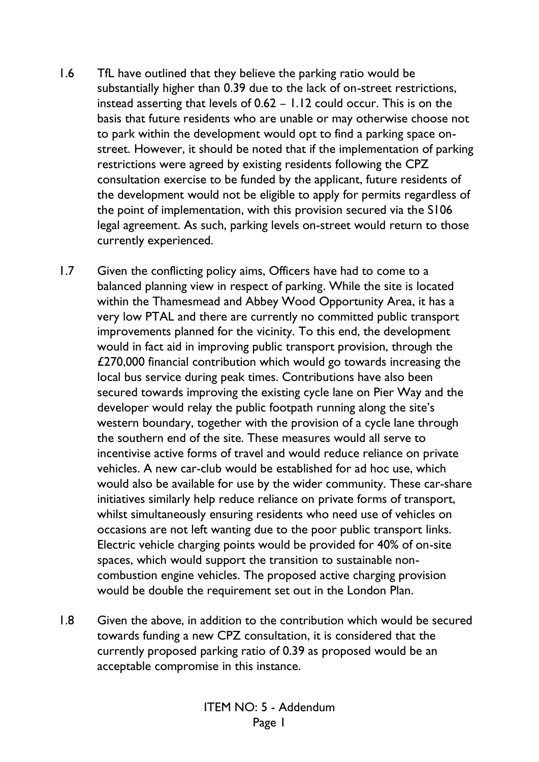1.6 TfL have outlined that they believe the parking ratio would be substantially higher than 0.39 due to the lack of on-street restrictions, instead asserting that levels of 0.62 – 1.12 could occur. This is on the basis that future residents who are unable or may otherwise choose not to park within the development would opt to find a parking space on-street. However, it should be noted that if the implementation of parking restrictions were agreed by existing residents following the CPZ consultation exercise to be funded by the applicant, future residents of the development would not be eligible to apply for permits regardless of the point of implementation, with this provision secured via the S106 legal agreement. As such, parking levels on-street would return to those currently experienced.

1.7 Given the conflicting policy aims, Officers have had to come to a balanced planning view in respect of parking. While the site is located within the Thamesmead and Abbey Wood Opportunity Area, it has a very low PTAL and there are currently no committed public transport improvements planned for the vicinity. To this end, the development would in fact aid in improving public transport provision, through the £270,000 financial contribution which would go towards increasing the local bus service during peak times. Contributions have also been secured towards improving the existing cycle lane on Pier Way and the developer would relay the public footpath running along the site's western boundary, together with the provision of a cycle lane through the southern end of the site. These measures would all serve to incentivise active forms of travel and would reduce reliance on private vehicles. A new car-club would be established for ad hoc use, which would also be available for use by the wider community. These car-share initiatives similarly help reduce reliance on private forms of transport, whilst simultaneously ensuring residents who need use of vehicles on occasions are not left wanting due to the poor public transport links. Electric vehicle charging points would be provided for 40% of on-site spaces, which would support the transition to sustainable non-combustion engine vehicles. The proposed active charging provision would be double the requirement set out in the London Plan.

1.8 Given the above, in addition to the contribution which would be secured towards funding a new CPZ consultation, it is considered that the currently proposed parking ratio of 0.39 as proposed would be an acceptable compromise in this instance.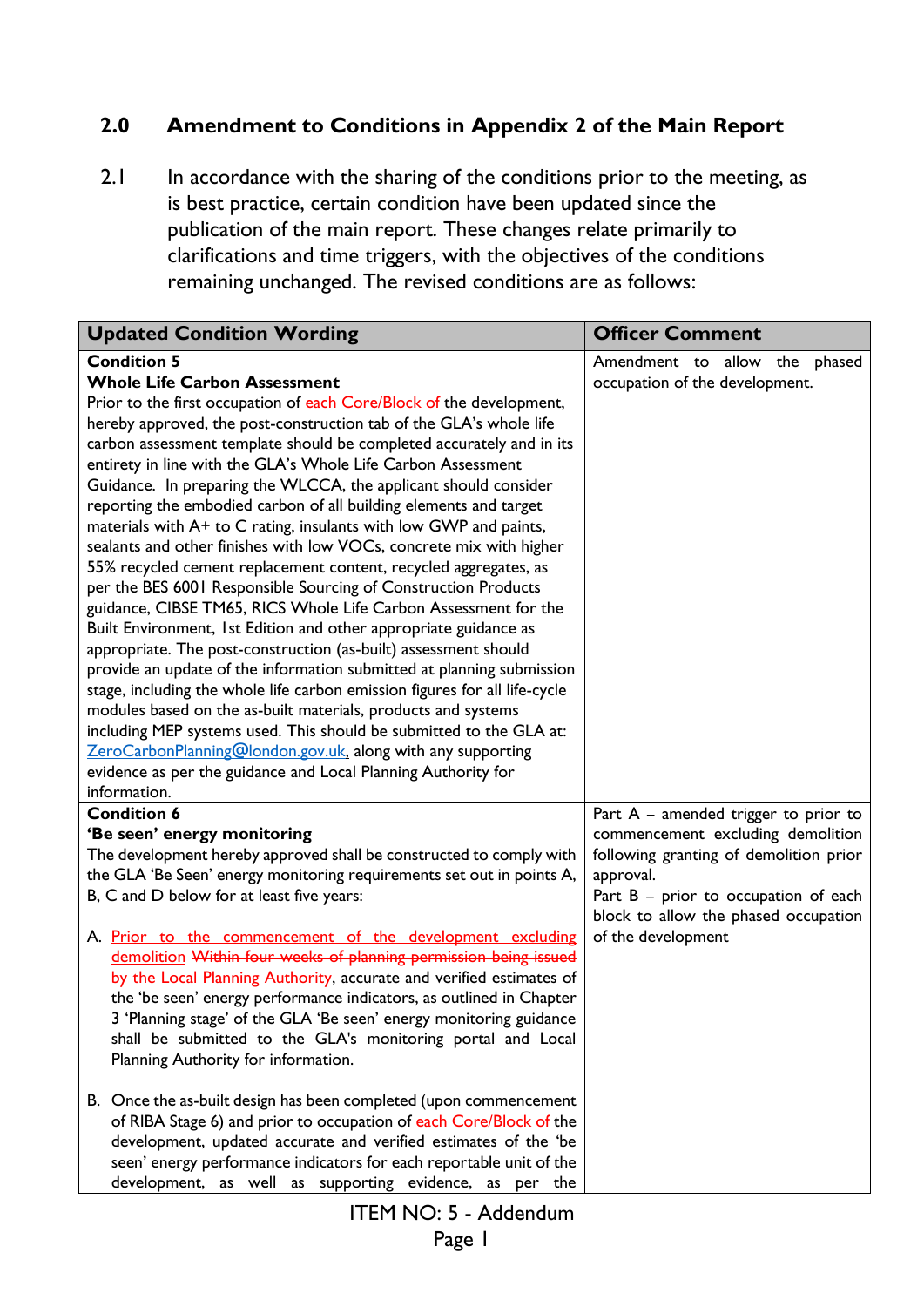## 2.0 Amendment to Conditions in Appendix 2 of the Main Report

2.1 In accordance with the sharing of the conditions prior to the meeting, as is best practice, certain condition have been updated since the publication of the main report. These changes relate primarily to clarifications and time triggers, with the objectives of the conditions remaining unchanged. The revised conditions are as follows:

| Updated Condition Wording | Officer Comment |
|---|---|
| **Condition 5**<br>**Whole Life Carbon Assessment**<br>Prior to the first occupation of <u>each Core/Block of</u> the development, hereby approved, the post-construction tab of the GLA's whole life carbon assessment template should be completed accurately and in its entirety in line with the GLA's Whole Life Carbon Assessment Guidance. In preparing the WLCCA, the applicant should consider reporting the embodied carbon of all building elements and target materials with A+ to C rating, insulants with low GWP and paints, sealants and other finishes with low VOCs, concrete mix with higher 55% recycled cement replacement content, recycled aggregates, as per the BES 6001 Responsible Sourcing of Construction Products guidance, CIBSE TM65, RICS Whole Life Carbon Assessment for the Built Environment, 1st Edition and other appropriate guidance as appropriate. The post-construction (as-built) assessment should provide an update of the information submitted at planning submission stage, including the whole life carbon emission figures for all life-cycle modules based on the as-built materials, products and systems including MEP systems used. This should be submitted to the GLA at: ZeroCarbonPlanning@london.gov.uk, along with any supporting evidence as per the guidance and Local Planning Authority for information. | Amendment to allow the phased occupation of the development. |
| **Condition 6**<br>**'Be seen' energy monitoring**<br>The development hereby approved shall be constructed to comply with the GLA 'Be Seen' energy monitoring requirements set out in points A, B, C and D below for at least five years:<br><br>A. <u>Prior to the commencement of the development excluding demolition</u> ~~Within four weeks of planning permission being issued by the Local Planning Authority~~, accurate and verified estimates of the 'be seen' energy performance indicators, as outlined in Chapter 3 'Planning stage' of the GLA 'Be seen' energy monitoring guidance shall be submitted to the GLA's monitoring portal and Local Planning Authority for information.<br><br>B. Once the as-built design has been completed (upon commencement of RIBA Stage 6) and prior to occupation of <u>each Core/Block of</u> the development, updated accurate and verified estimates of the 'be seen' energy performance indicators for each reportable unit of the development, as well as supporting evidence, as per the | Part A – amended trigger to prior to commencement excluding demolition following granting of demolition prior approval.<br>Part B – prior to occupation of each block to allow the phased occupation of the development |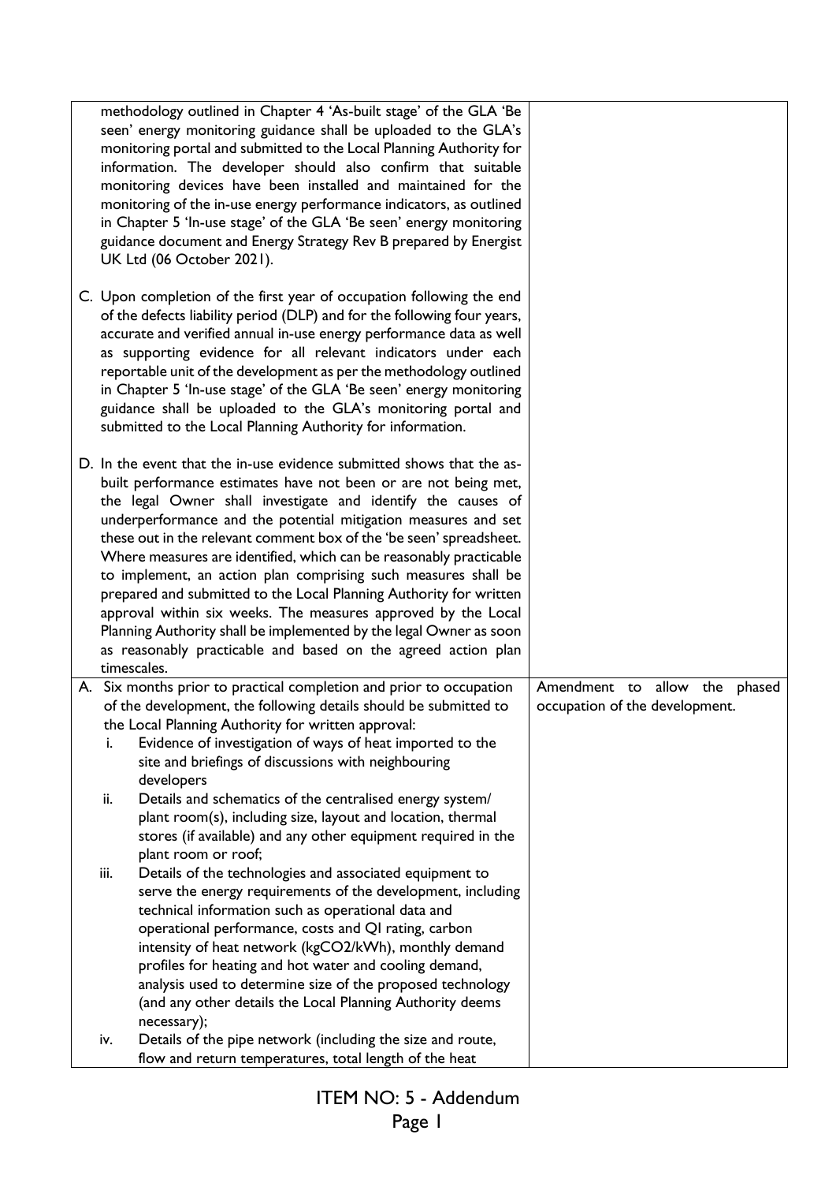| | |
|---|---|
| methodology outlined in Chapter 4 'As-built stage' of the GLA 'Be seen' energy monitoring guidance shall be uploaded to the GLA's monitoring portal and submitted to the Local Planning Authority for information. The developer should also confirm that suitable monitoring devices have been installed and maintained for the monitoring of the in-use energy performance indicators, as outlined in Chapter 5 'In-use stage' of the GLA 'Be seen' energy monitoring guidance document and Energy Strategy Rev B prepared by Energist UK Ltd (06 October 2021).<br><br>C. Upon completion of the first year of occupation following the end of the defects liability period (DLP) and for the following four years, accurate and verified annual in-use energy performance data as well as supporting evidence for all relevant indicators under each reportable unit of the development as per the methodology outlined in Chapter 5 'In-use stage' of the GLA 'Be seen' energy monitoring guidance shall be uploaded to the GLA's monitoring portal and submitted to the Local Planning Authority for information.<br><br>D. In the event that the in-use evidence submitted shows that the as-built performance estimates have not been or are not being met, the legal Owner shall investigate and identify the causes of underperformance and the potential mitigation measures and set these out in the relevant comment box of the 'be seen' spreadsheet. Where measures are identified, which can be reasonably practicable to implement, an action plan comprising such measures shall be prepared and submitted to the Local Planning Authority for written approval within six weeks. The measures approved by the Local Planning Authority shall be implemented by the legal Owner as soon as reasonably practicable and based on the agreed action plan timescales. | |
| A. Six months prior to practical completion and prior to occupation of the development, the following details should be submitted to the Local Planning Authority for written approval:<br>i. Evidence of investigation of ways of heat imported to the site and briefings of discussions with neighbouring developers<br>ii. Details and schematics of the centralised energy system/ plant room(s), including size, layout and location, thermal stores (if available) and any other equipment required in the plant room or roof;<br>iii. Details of the technologies and associated equipment to serve the energy requirements of the development, including technical information such as operational data and operational performance, costs and QI rating, carbon intensity of heat network (kg$CO_2$/kWh), monthly demand profiles for heating and hot water and cooling demand, analysis used to determine size of the proposed technology (and any other details the Local Planning Authority deems necessary);<br>iv. Details of the pipe network (including the size and route, flow and return temperatures, total length of the heat | Amendment to allow the phased occupation of the development. |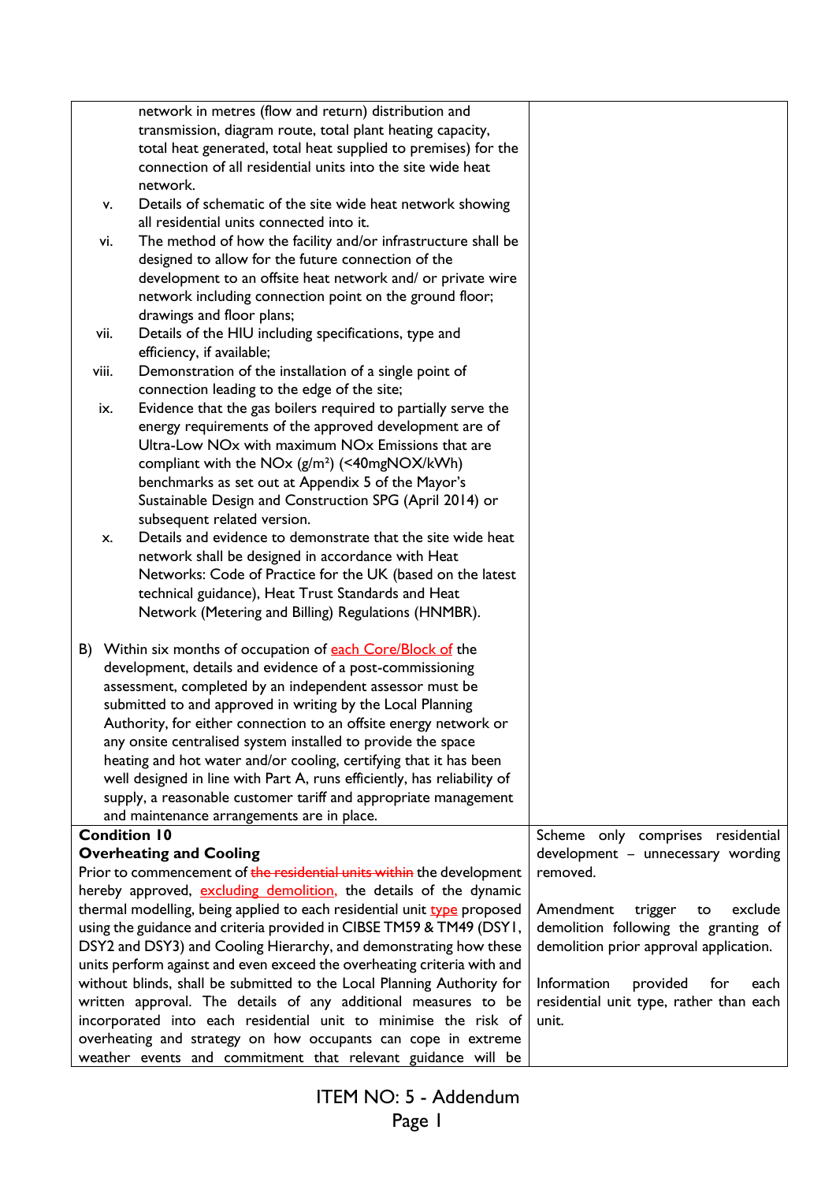| | |
|---|---|
| network in metres (flow and return) distribution and transmission, diagram route, total plant heating capacity, total heat generated, total heat supplied to premises) for the connection of all residential units into the site wide heat network.<br>v. Details of schematic of the site wide heat network showing all residential units connected into it.<br>vi. The method of how the facility and/or infrastructure shall be designed to allow for the future connection of the development to an offsite heat network and/ or private wire network including connection point on the ground floor; drawings and floor plans;<br>vii. Details of the HIU including specifications, type and efficiency, if available;<br>viii. Demonstration of the installation of a single point of connection leading to the edge of the site;<br>ix. Evidence that the gas boilers required to partially serve the energy requirements of the approved development are of Ultra-Low NOx with maximum NOx Emissions that are compliant with the NOx (g/m²) (<40mgNOX/kWh) benchmarks as set out at Appendix 5 of the Mayor's Sustainable Design and Construction SPG (April 2014) or subsequent related version.<br>x. Details and evidence to demonstrate that the site wide heat network shall be designed in accordance with Heat Networks: Code of Practice for the UK (based on the latest technical guidance), Heat Trust Standards and Heat Network (Metering and Billing) Regulations (HNMBR).<br><br>B) Within six months of occupation of each Core/Block of the development, details and evidence of a post-commissioning assessment, completed by an independent assessor must be submitted to and approved in writing by the Local Planning Authority, for either connection to an offsite energy network or any onsite centralised system installed to provide the space heating and hot water and/or cooling, certifying that it has been well designed in line with Part A, runs efficiently, has reliability of supply, a reasonable customer tariff and appropriate management and maintenance arrangements are in place. | |
| **Condition 10**<br>**Overheating and Cooling**<br>Prior to commencement of ~~the residential units within~~ the development hereby approved, excluding demolition, the details of the dynamic thermal modelling, being applied to each residential unit type proposed using the guidance and criteria provided in CIBSE TM59 & TM49 (DSY1, DSY2 and DSY3) and Cooling Hierarchy, and demonstrating how these units perform against and even exceed the overheating criteria with and without blinds, shall be submitted to the Local Planning Authority for written approval. The details of any additional measures to be incorporated into each residential unit to minimise the risk of overheating and strategy on how occupants can cope in extreme weather events and commitment that relevant guidance will be | Scheme only comprises residential development – unnecessary wording removed.<br><br>Amendment trigger to exclude demolition following the granting of demolition prior approval application.<br><br>Information provided for each residential unit type, rather than each unit. |

ITEM NO: 5 - Addendum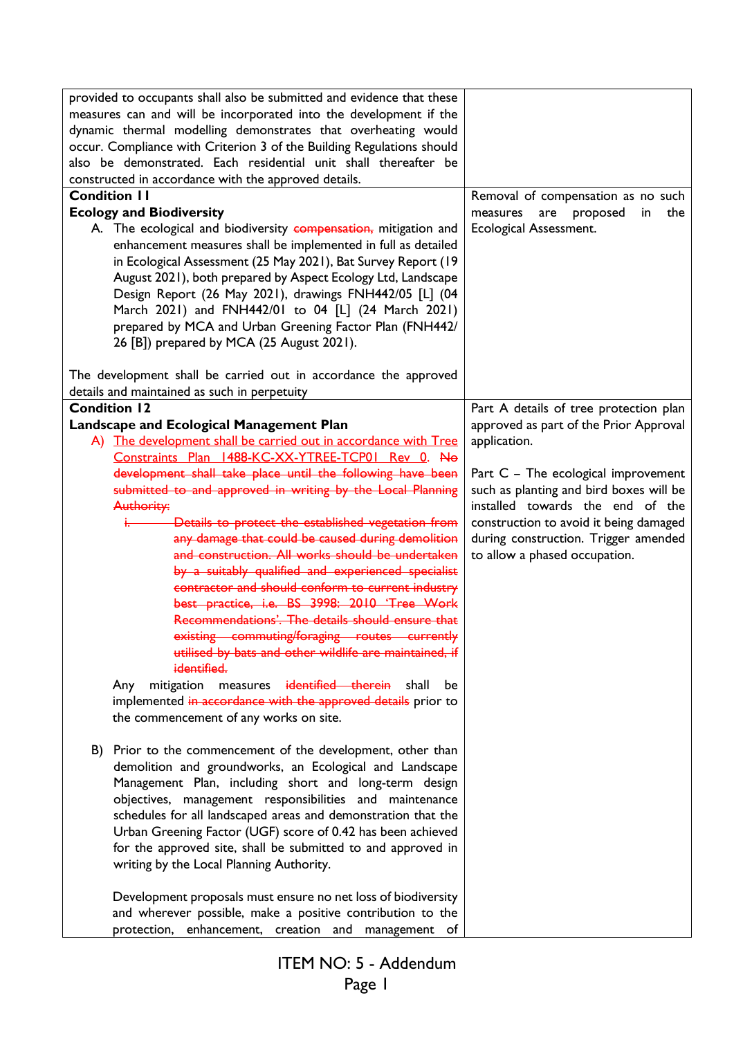| | |
|---|---|
| provided to occupants shall also be submitted and evidence that these measures can and will be incorporated into the development if the dynamic thermal modelling demonstrates that overheating would occur. Compliance with Criterion 3 of the Building Regulations should also be demonstrated. Each residential unit shall thereafter be constructed in accordance with the approved details. | |
| **Condition 11**<br>**Ecology and Biodiversity**<br>A. The ecological and biodiversity ~~compensation,~~ mitigation and enhancement measures shall be implemented in full as detailed in Ecological Assessment (25 May 2021), Bat Survey Report (19 August 2021), both prepared by Aspect Ecology Ltd, Landscape Design Report (26 May 2021), drawings FNH442/05 [L] (04 March 2021) and FNH442/01 to 04 [L] (24 March 2021) prepared by MCA and Urban Greening Factor Plan (FNH442/ 26 [B]) prepared by MCA (25 August 2021).<br><br>The development shall be carried out in accordance the approved details and maintained as such in perpetuity | Removal of compensation as no such measures are proposed in the Ecological Assessment. |
| **Condition 12**<br>**Landscape and Ecological Management Plan**<br>A) <u>The development shall be carried out in accordance with Tree Constraints Plan 1488-KC-XX-YTREE-TCP01 Rev 0.</u> ~~No development shall take place until the following have been submitted to and approved in writing by the Local Planning Authority:~~<br>~~i. Details to protect the established vegetation from any damage that could be caused during demolition and construction. All works should be undertaken by a suitably qualified and experienced specialist contractor and should conform to current industry best practice, i.e. BS 3998: 2010 'Tree Work Recommendations'. The details should ensure that existing commuting/foraging routes currently utilised by bats and other wildlife are maintained, if identified.~~<br>Any mitigation measures ~~identified therein~~ shall be implemented ~~in accordance with the approved details~~ prior to the commencement of any works on site.<br><br>B) Prior to the commencement of the development, other than demolition and groundworks, an Ecological and Landscape Management Plan, including short and long-term design objectives, management responsibilities and maintenance schedules for all landscaped areas and demonstration that the Urban Greening Factor (UGF) score of 0.42 has been achieved for the approved site, shall be submitted to and approved in writing by the Local Planning Authority.<br><br>Development proposals must ensure no net loss of biodiversity and wherever possible, make a positive contribution to the protection, enhancement, creation and management of | Part A details of tree protection plan approved as part of the Prior Approval application.<br><br>Part C – The ecological improvement such as planting and bird boxes will be installed towards the end of the construction to avoid it being damaged during construction. Trigger amended to allow a phased occupation. |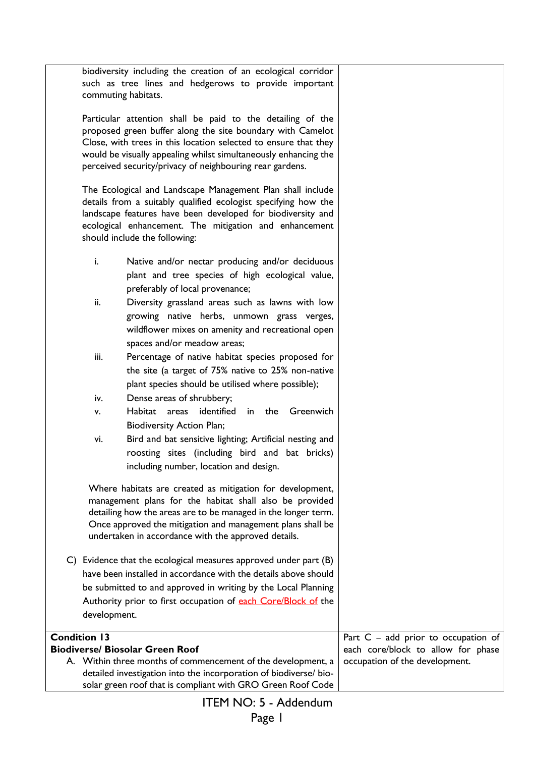| | |
|---|---|
| biodiversity including the creation of an ecological corridor such as tree lines and hedgerows to provide important commuting habitats.<br><br>Particular attention shall be paid to the detailing of the proposed green buffer along the site boundary with Camelot Close, with trees in this location selected to ensure that they would be visually appealing whilst simultaneously enhancing the perceived security/privacy of neighbouring rear gardens.<br><br>The Ecological and Landscape Management Plan shall include details from a suitably qualified ecologist specifying how the landscape features have been developed for biodiversity and ecological enhancement. The mitigation and enhancement should include the following:<br><br>i. Native and/or nectar producing and/or deciduous plant and tree species of high ecological value, preferably of local provenance;<br>ii. Diversity grassland areas such as lawns with low growing native herbs, unmown grass verges, wildflower mixes on amenity and recreational open spaces and/or meadow areas;<br>iii. Percentage of native habitat species proposed for the site (a target of 75% native to 25% non-native plant species should be utilised where possible);<br>iv. Dense areas of shrubbery;<br>v. Habitat areas identified in the Greenwich Biodiversity Action Plan;<br>vi. Bird and bat sensitive lighting; Artificial nesting and roosting sites (including bird and bat bricks) including number, location and design.<br><br>Where habitats are created as mitigation for development, management plans for the habitat shall also be provided detailing how the areas are to be managed in the longer term. Once approved the mitigation and management plans shall be undertaken in accordance with the approved details.<br><br>C) Evidence that the ecological measures approved under part (B) have been installed in accordance with the details above should be submitted to and approved in writing by the Local Planning Authority prior to first occupation of each Core/Block of the development. | |
| **Condition 13**<br>**Biodiverse/ Biosolar Green Roof**<br>A. Within three months of commencement of the development, a detailed investigation into the incorporation of biodiverse/ bio-solar green roof that is compliant with GRO Green Roof Code | Part C – add prior to occupation of each core/block to allow for phase occupation of the development. |

ITEM NO: 5 - Addendum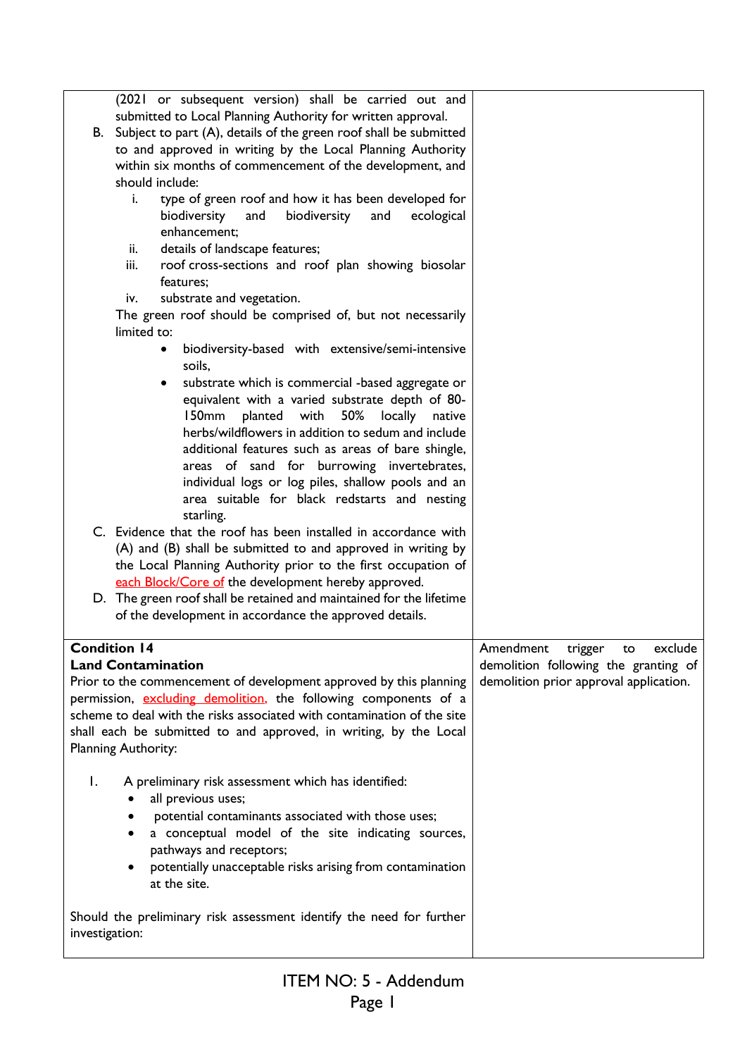| | |
|---|---|
| (2021 or subsequent version) shall be carried out and submitted to Local Planning Authority for written approval.<br>B. Subject to part (A), details of the green roof shall be submitted to and approved in writing by the Local Planning Authority within six months of commencement of the development, and should include:<br>i. type of green roof and how it has been developed for biodiversity and biodiversity and ecological enhancement;<br>ii. details of landscape features;<br>iii. roof cross-sections and roof plan showing biosolar features;<br>iv. substrate and vegetation.<br>The green roof should be comprised of, but not necessarily limited to:<br>• biodiversity-based with extensive/semi-intensive soils,<br>• substrate which is commercial -based aggregate or equivalent with a varied substrate depth of 80-150mm planted with 50% locally native herbs/wildflowers in addition to sedum and include additional features such as areas of bare shingle, areas of sand for burrowing invertebrates, individual logs or log piles, shallow pools and an area suitable for black redstarts and nesting starling.<br>C. Evidence that the roof has been installed in accordance with (A) and (B) shall be submitted to and approved in writing by the Local Planning Authority prior to the first occupation of each Block/Core of the development hereby approved.<br>D. The green roof shall be retained and maintained for the lifetime of the development in accordance the approved details. | |
| **Condition 14**<br>**Land Contamination**<br>Prior to the commencement of development approved by this planning permission, excluding demolition, the following components of a scheme to deal with the risks associated with contamination of the site shall each be submitted to and approved, in writing, by the Local Planning Authority:<br><br>1. A preliminary risk assessment which has identified:<br>• all previous uses;<br>• potential contaminants associated with those uses;<br>• a conceptual model of the site indicating sources, pathways and receptors;<br>• potentially unacceptable risks arising from contamination at the site.<br><br>Should the preliminary risk assessment identify the need for further investigation: | Amendment trigger to exclude demolition following the granting of demolition prior approval application. |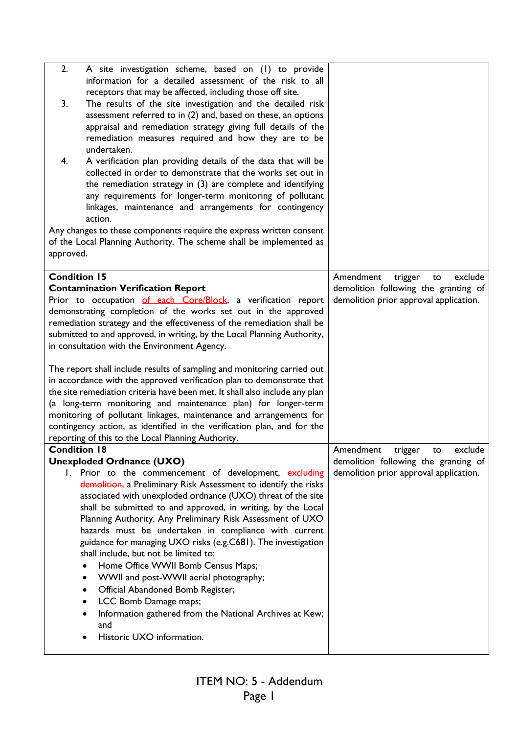| | |
|---|---|
| 2. A site investigation scheme, based on (1) to provide information for a detailed assessment of the risk to all receptors that may be affected, including those off site.<br>3. The results of the site investigation and the detailed risk assessment referred to in (2) and, based on these, an options appraisal and remediation strategy giving full details of the remediation measures required and how they are to be undertaken.<br>4. A verification plan providing details of the data that will be collected in order to demonstrate that the works set out in the remediation strategy in (3) are complete and identifying any requirements for longer-term monitoring of pollutant linkages, maintenance and arrangements for contingency action.<br>Any changes to these components require the express written consent of the Local Planning Authority. The scheme shall be implemented as approved. | |
| **Condition 15**<br>**Contamination Verification Report**<br>Prior to occupation <u>of each Core/Block</u>, a verification report demonstrating completion of the works set out in the approved remediation strategy and the effectiveness of the remediation shall be submitted to and approved, in writing, by the Local Planning Authority, in consultation with the Environment Agency.<br><br>The report shall include results of sampling and monitoring carried out in accordance with the approved verification plan to demonstrate that the site remediation criteria have been met. It shall also include any plan (a long-term monitoring and maintenance plan) for longer-term monitoring of pollutant linkages, maintenance and arrangements for contingency action, as identified in the verification plan, and for the reporting of this to the Local Planning Authority. | Amendment trigger to exclude demolition following the granting of demolition prior approval application. |
| **Condition 18**<br>**Unexploded Ordnance (UXO)**<br>1. Prior to the commencement of development, ~~excluding demolition,~~ a Preliminary Risk Assessment to identify the risks associated with unexploded ordnance (UXO) threat of the site shall be submitted to and approved, in writing, by the Local Planning Authority. Any Preliminary Risk Assessment of UXO hazards must be undertaken in compliance with current guidance for managing UXO risks (e.g.C681). The investigation shall include, but not be limited to:<br>• Home Office WWII Bomb Census Maps;<br>• WWII and post-WWII aerial photography;<br>• Official Abandoned Bomb Register;<br>• LCC Bomb Damage maps;<br>• Information gathered from the National Archives at Kew; and<br>• Historic UXO information. | Amendment trigger to exclude demolition following the granting of demolition prior approval application. |

ITEM NO: 5 - Addendum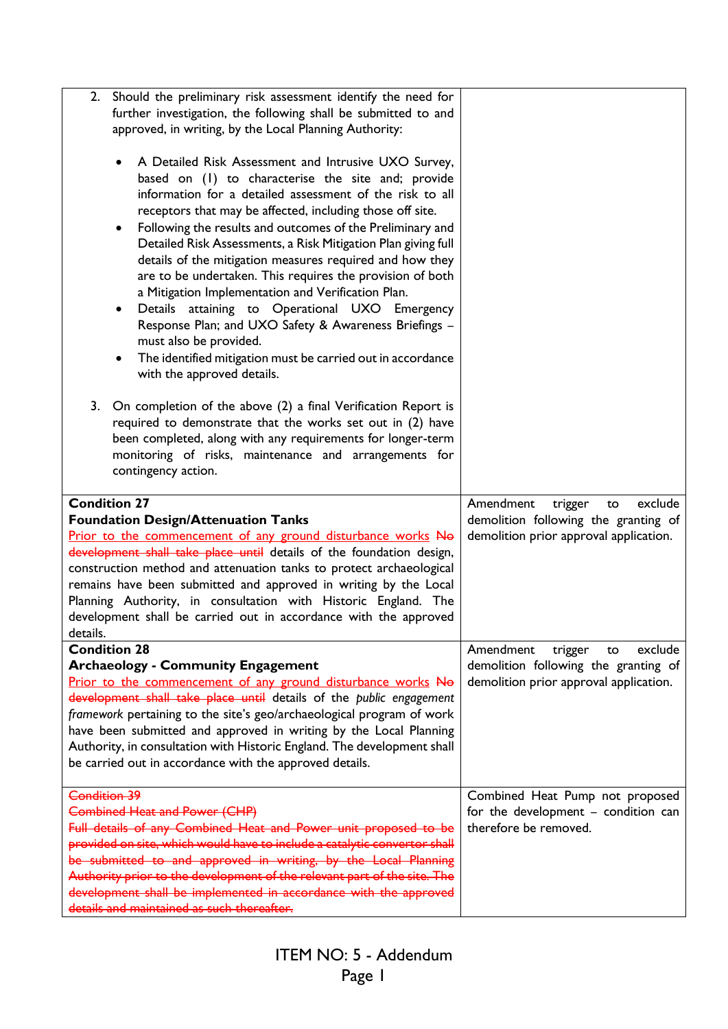| | |
|---|---|
| 2. Should the preliminary risk assessment identify the need for further investigation, the following shall be submitted to and approved, in writing, by the Local Planning Authority:<br><br>• A Detailed Risk Assessment and Intrusive UXO Survey, based on (1) to characterise the site and; provide information for a detailed assessment of the risk to all receptors that may be affected, including those off site.<br>• Following the results and outcomes of the Preliminary and Detailed Risk Assessments, a Risk Mitigation Plan giving full details of the mitigation measures required and how they are to be undertaken. This requires the provision of both a Mitigation Implementation and Verification Plan.<br>• Details attaining to Operational UXO Emergency Response Plan; and UXO Safety & Awareness Briefings – must also be provided.<br>• The identified mitigation must be carried out in accordance with the approved details.<br><br>3. On completion of the above (2) a final Verification Report is required to demonstrate that the works set out in (2) have been completed, along with any requirements for longer-term monitoring of risks, maintenance and arrangements for contingency action. | |
| **Condition 27**<br>**Foundation Design/Attenuation Tanks**<br>Prior to the commencement of any ground disturbance works ~~No development shall take place until~~ details of the foundation design, construction method and attenuation tanks to protect archaeological remains have been submitted and approved in writing by the Local Planning Authority, in consultation with Historic England. The development shall be carried out in accordance with the approved details. | Amendment trigger to exclude demolition following the granting of demolition prior approval application. |
| **Condition 28**<br>**Archaeology - Community Engagement**<br>Prior to the commencement of any ground disturbance works ~~No development shall take place until~~ details of the *public engagement framework* pertaining to the site's geo/archaeological program of work have been submitted and approved in writing by the Local Planning Authority, in consultation with Historic England. The development shall be carried out in accordance with the approved details. | Amendment trigger to exclude demolition following the granting of demolition prior approval application. |
| ~~Condition 39~~<br>~~Combined Heat and Power (CHP)~~<br>~~Full details of any Combined Heat and Power unit proposed to be provided on site, which would have to include a catalytic convertor shall be submitted to and approved in writing, by the Local Planning Authority prior to the development of the relevant part of the site. The development shall be implemented in accordance with the approved details and maintained as such thereafter.~~ | Combined Heat Pump not proposed for the development – condition can therefore be removed. |

ITEM NO: 5 - Addendum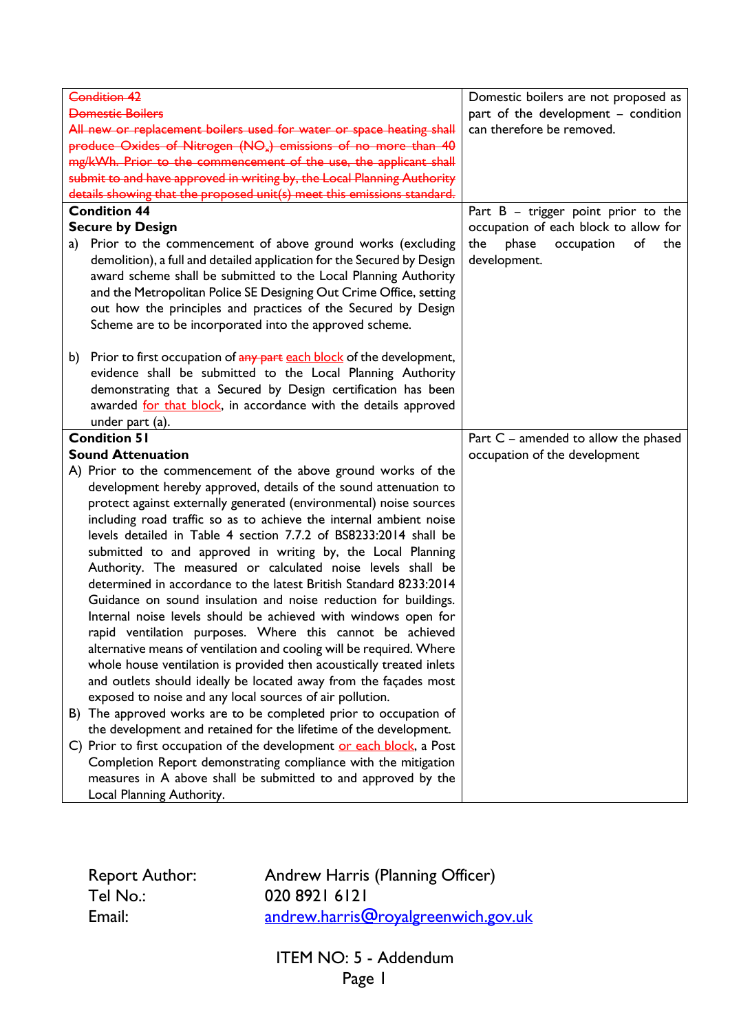| ~~Condition 42~~<br>~~Domestic Boilers~~<br>~~All new or replacement boilers used for water or space heating shall produce Oxides of Nitrogen ($NO_x$) emissions of no more than 40 mg/kWh. Prior to the commencement of the use, the applicant shall submit to and have approved in writing by, the Local Planning Authority details showing that the proposed unit(s) meet this emissions standard.~~ | Domestic boilers are not proposed as part of the development – condition can therefore be removed. |
|---|---|
| **Condition 44**<br>**Secure by Design**<br>a) Prior to the commencement of above ground works (excluding demolition), a full and detailed application for the Secured by Design award scheme shall be submitted to the Local Planning Authority and the Metropolitan Police SE Designing Out Crime Office, setting out how the principles and practices of the Secured by Design Scheme are to be incorporated into the approved scheme.<br><br>b) Prior to first occupation of ~~any part~~ each block of the development, evidence shall be submitted to the Local Planning Authority demonstrating that a Secured by Design certification has been awarded for that block, in accordance with the details approved under part (a). | Part B – trigger point prior to the occupation of each block to allow for the phase occupation of the development. |
| **Condition 51**<br>**Sound Attenuation**<br>A) Prior to the commencement of the above ground works of the development hereby approved, details of the sound attenuation to protect against externally generated (environmental) noise sources including road traffic so as to achieve the internal ambient noise levels detailed in Table 4 section 7.7.2 of BS8233:2014 shall be submitted to and approved in writing by, the Local Planning Authority. The measured or calculated noise levels shall be determined in accordance to the latest British Standard 8233:2014 Guidance on sound insulation and noise reduction for buildings. Internal noise levels should be achieved with windows open for rapid ventilation purposes. Where this cannot be achieved alternative means of ventilation and cooling will be required. Where whole house ventilation is provided then acoustically treated inlets and outlets should ideally be located away from the façades most exposed to noise and any local sources of air pollution.<br>B) The approved works are to be completed prior to occupation of the development and retained for the lifetime of the development.<br>C) Prior to first occupation of the development or each block, a Post Completion Report demonstrating compliance with the mitigation measures in A above shall be submitted to and approved by the Local Planning Authority. | Part C – amended to allow the phased occupation of the development |

Report Author: Andrew Harris (Planning Officer)
Tel No.: 020 8921 6121
Email: andrew.harris@royalgreenwich.gov.uk

ITEM NO: 5 - Addendum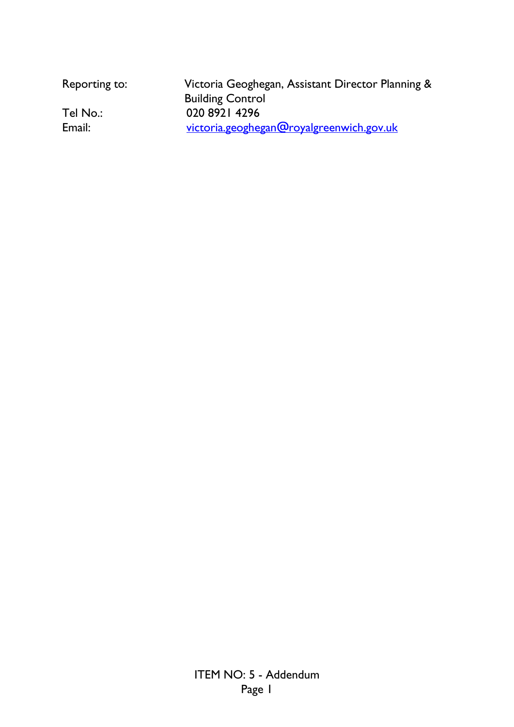| | |
|---|---|
| Reporting to: | Victoria Geoghegan, Assistant Director Planning & Building Control |
| Tel No.: | 020 8921 4296 |
| Email: | victoria.geoghegan@royalgreenwich.gov.uk |